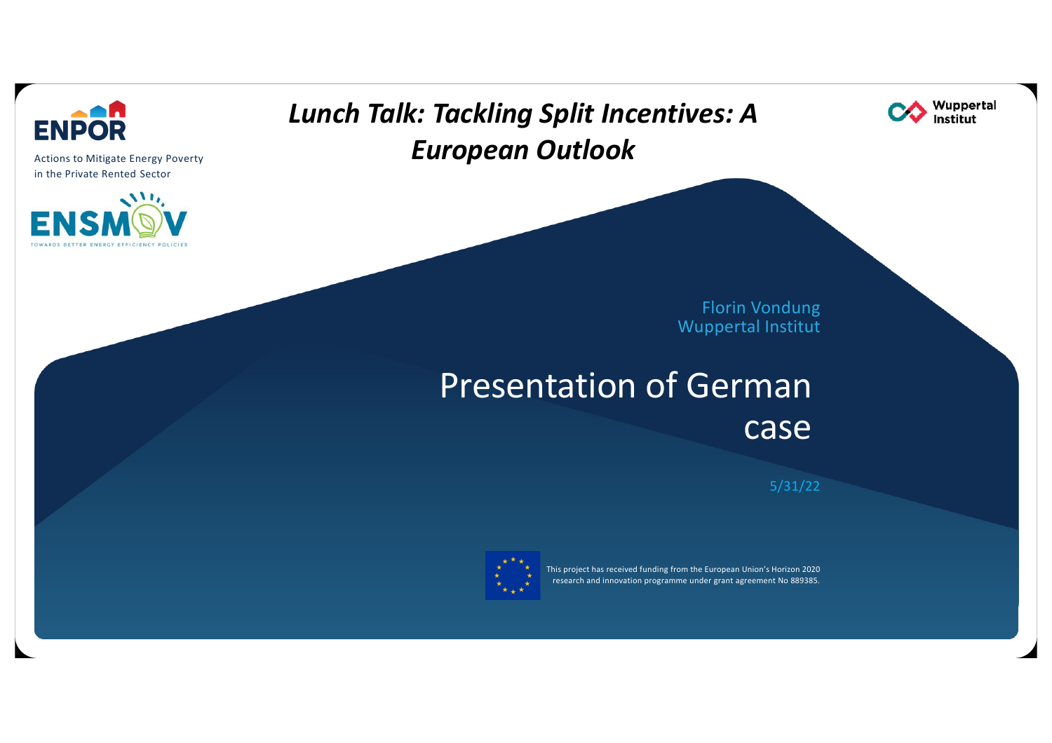**ENPOR**

Actions to Mitigate Energy Poverty in the Private Rented Sector

**ENSMOV**

TOWARDS BETTER ENERGY EFFICIENCY POLICIES

# *Lunch Talk: Tackling Split Incentives: A European Outlook*

Wuppertal Institut

Florin Vondung
Wuppertal Institut

## Presentation of German case

5/31/22

This project has received funding from the European Union's Horizon 2020 research and innovation programme under grant agreement No 889385.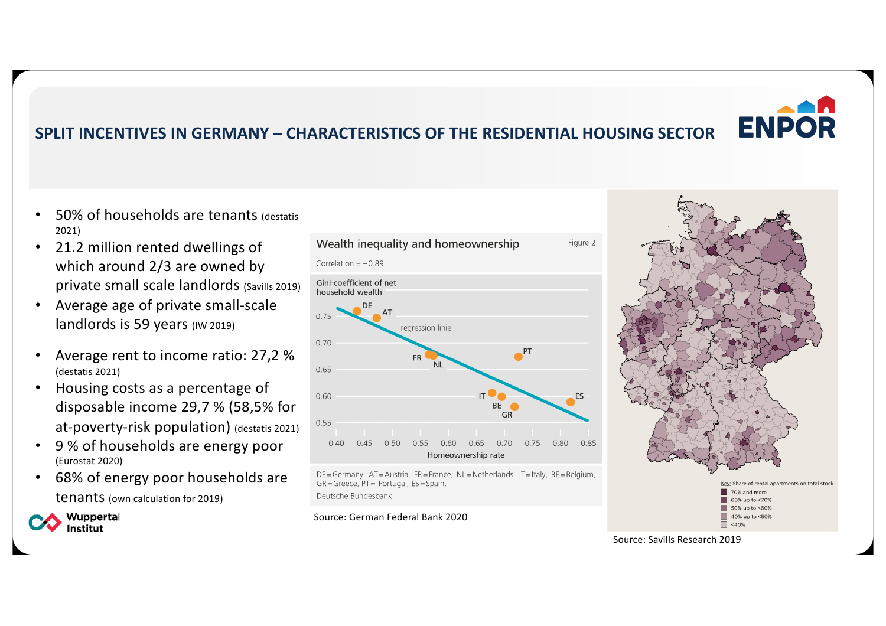## SPLIT INCENTIVES IN GERMANY – CHARACTERISTICS OF THE RESIDENTIAL HOUSING SECTOR

- 50% of households are tenants (destatis 2021)
- 21.2 million rented dwellings of which around 2/3 are owned by private small scale landlords (Savills 2019)
- Average age of private small-scale landlords is 59 years (IW 2019)
- Average rent to income ratio: 27,2 % (destatis 2021)
- Housing costs as a percentage of disposable income 29,7 % (58,5% for at-poverty-risk population) (destatis 2021)
- 9 % of households are energy poor (Eurostat 2020)
- 68% of energy poor households are tenants (own calculation for 2019)

**Wealth inequality and homeownership** — Figure 2

Correlation = −0.89

DE = Germany, AT = Austria, FR = France, NL = Netherlands, IT = Italy, BE = Belgium, GR = Greece, PT = Portugal, ES = Spain.

Deutsche Bundesbank

Source: German Federal Bank 2020

Key: Share of rental apartments on total stock
- 70% and more
- 60% up to <70%
- 50% up to <60%
- 40% up to <50%
- <40%

Source: Savills Research 2019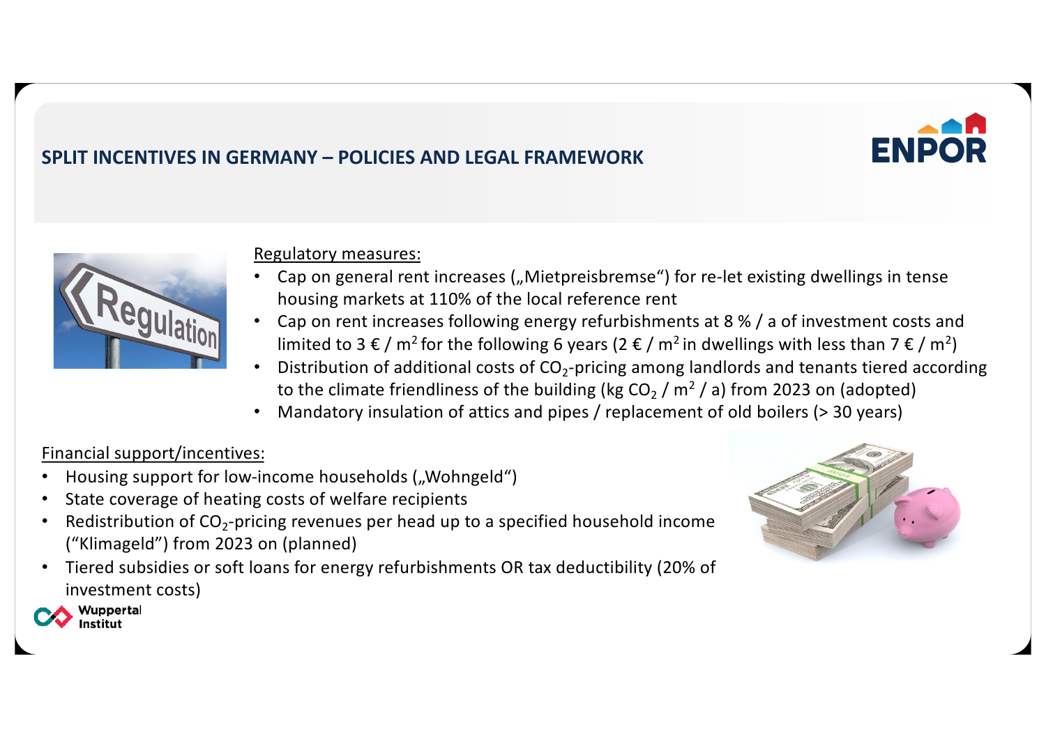# SPLIT INCENTIVES IN GERMANY – POLICIES AND LEGAL FRAMEWORK

Regulatory measures:

- Cap on general rent increases („Mietpreisbremse“) for re-let existing dwellings in tense housing markets at 110% of the local reference rent
- Cap on rent increases following energy refurbishments at 8 % / a of investment costs and limited to 3 € / $m^2$ for the following 6 years (2 € / $m^2$ in dwellings with less than 7 € / $m^2$)
- Distribution of additional costs of $CO_2$-pricing among landlords and tenants tiered according to the climate friendliness of the building (kg $CO_2$ / $m^2$ / a) from 2023 on (adopted)
- Mandatory insulation of attics and pipes / replacement of old boilers (> 30 years)

Financial support/incentives:

- Housing support for low-income households („Wohngeld“)
- State coverage of heating costs of welfare recipients
- Redistribution of $CO_2$-pricing revenues per head up to a specified household income (“Klimageld”) from 2023 on (planned)
- Tiered subsidies or soft loans for energy refurbishments OR tax deductibility (20% of investment costs)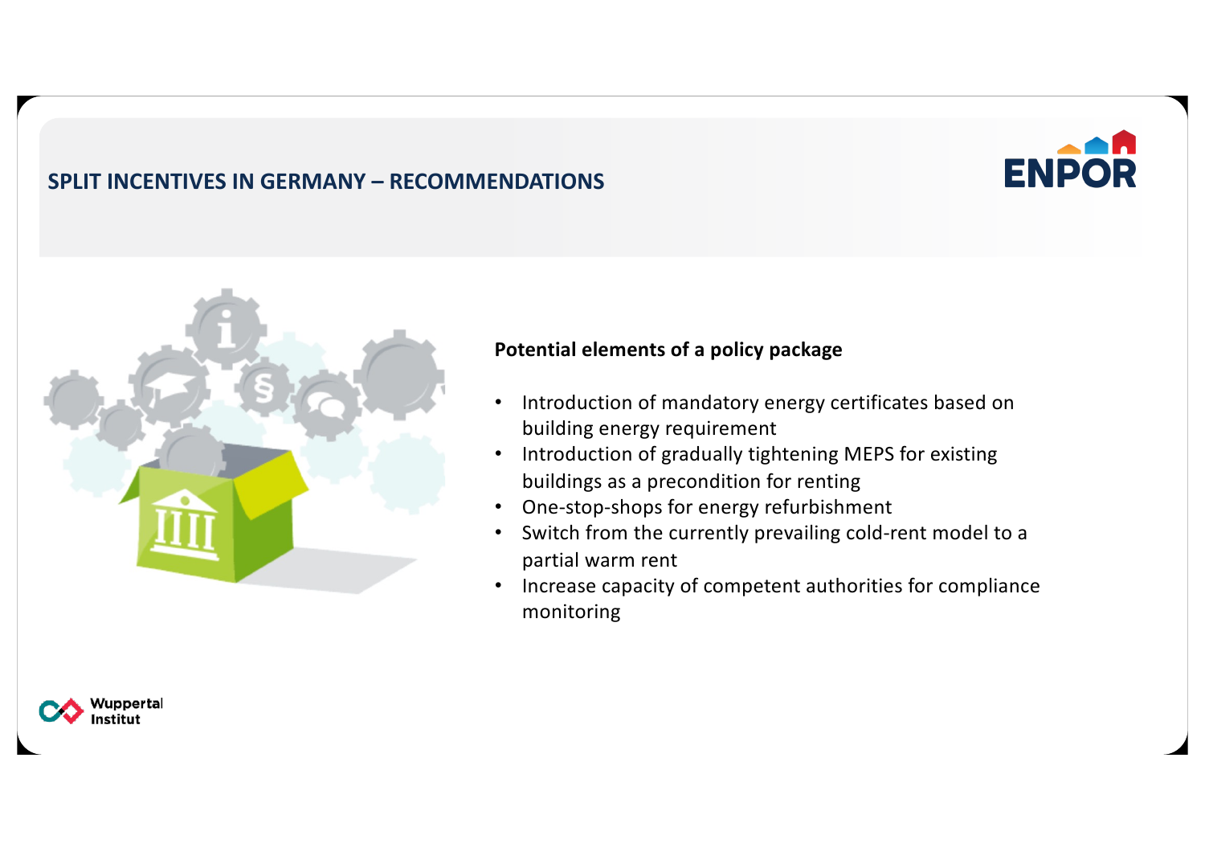## SPLIT INCENTIVES IN GERMANY – RECOMMENDATIONS

**Potential elements of a policy package**

- Introduction of mandatory energy certificates based on building energy requirement
- Introduction of gradually tightening MEPS for existing buildings as a precondition for renting
- One-stop-shops for energy refurbishment
- Switch from the currently prevailing cold-rent model to a partial warm rent
- Increase capacity of competent authorities for compliance monitoring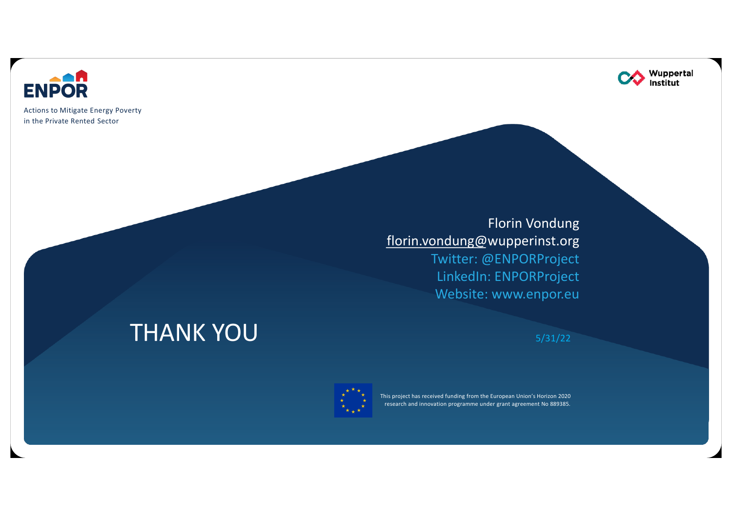ENPOR

Actions to Mitigate Energy Poverty in the Private Rented Sector

Wuppertal Institut

Florin Vondung
florin.vondung@wupperinst.org
Twitter: @ENPORProject
LinkedIn: ENPORProject
Website: www.enpor.eu

# THANK YOU

5/31/22

This project has received funding from the European Union's Horizon 2020 research and innovation programme under grant agreement No 889385.